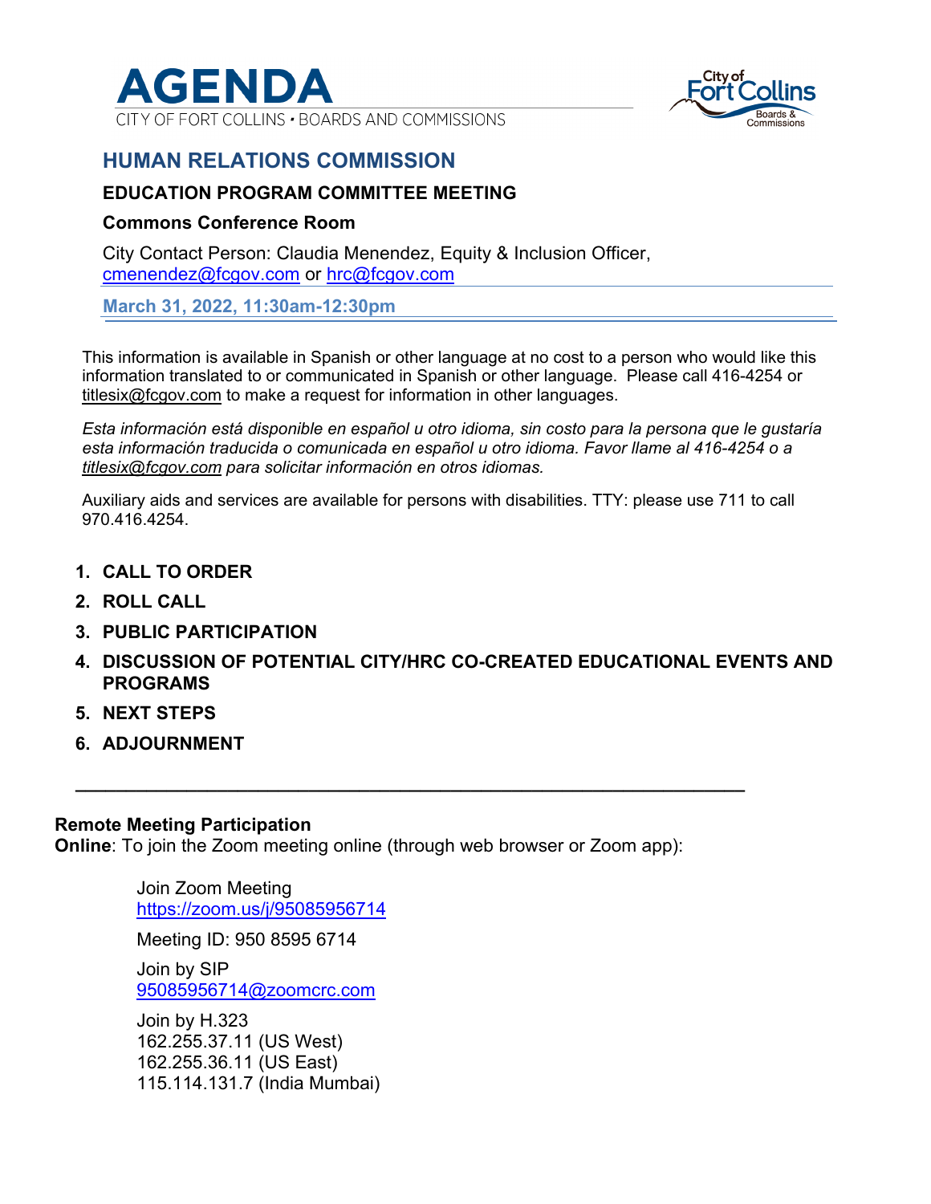# AGENDA

CITY OF FORT COLLINS • BOARDS AND COMMISSIONS

## HUMAN RELATIONS COMMISSION

### EDUCATION PROGRAM COMMITTEE MEETING

### Commons Conference Room

City Contact Person: Claudia Menendez, Equity & Inclusion Officer, cmenendez@fcgov.com or hrc@fcgov.com

**March 31, 2022, 11:30am-12:30pm**

This information is available in Spanish or other language at no cost to a person who would like this information translated to or communicated in Spanish or other language. Please call 416-4254 or titlesix@fcgov.com to make a request for information in other languages.

*Esta información está disponible en español u otro idioma, sin costo para la persona que le gustaría esta información traducida o comunicada en español u otro idioma. Favor llame al 416-4254 o a titlesix@fcgov.com para solicitar información en otros idiomas.*

Auxiliary aids and services are available for persons with disabilities. TTY: please use 711 to call 970.416.4254.

1. **CALL TO ORDER**
2. **ROLL CALL**
3. **PUBLIC PARTICIPATION**
4. **DISCUSSION OF POTENTIAL CITY/HRC CO-CREATED EDUCATIONAL EVENTS AND PROGRAMS**
5. **NEXT STEPS**
6. **ADJOURNMENT**

---

**Remote Meeting Participation**

**Online**: To join the Zoom meeting online (through web browser or Zoom app):

Join Zoom Meeting
https://zoom.us/j/95085956714

Meeting ID: 950 8595 6714

Join by SIP
95085956714@zoomcrc.com

Join by H.323
162.255.37.11 (US West)
162.255.36.11 (US East)
115.114.131.7 (India Mumbai)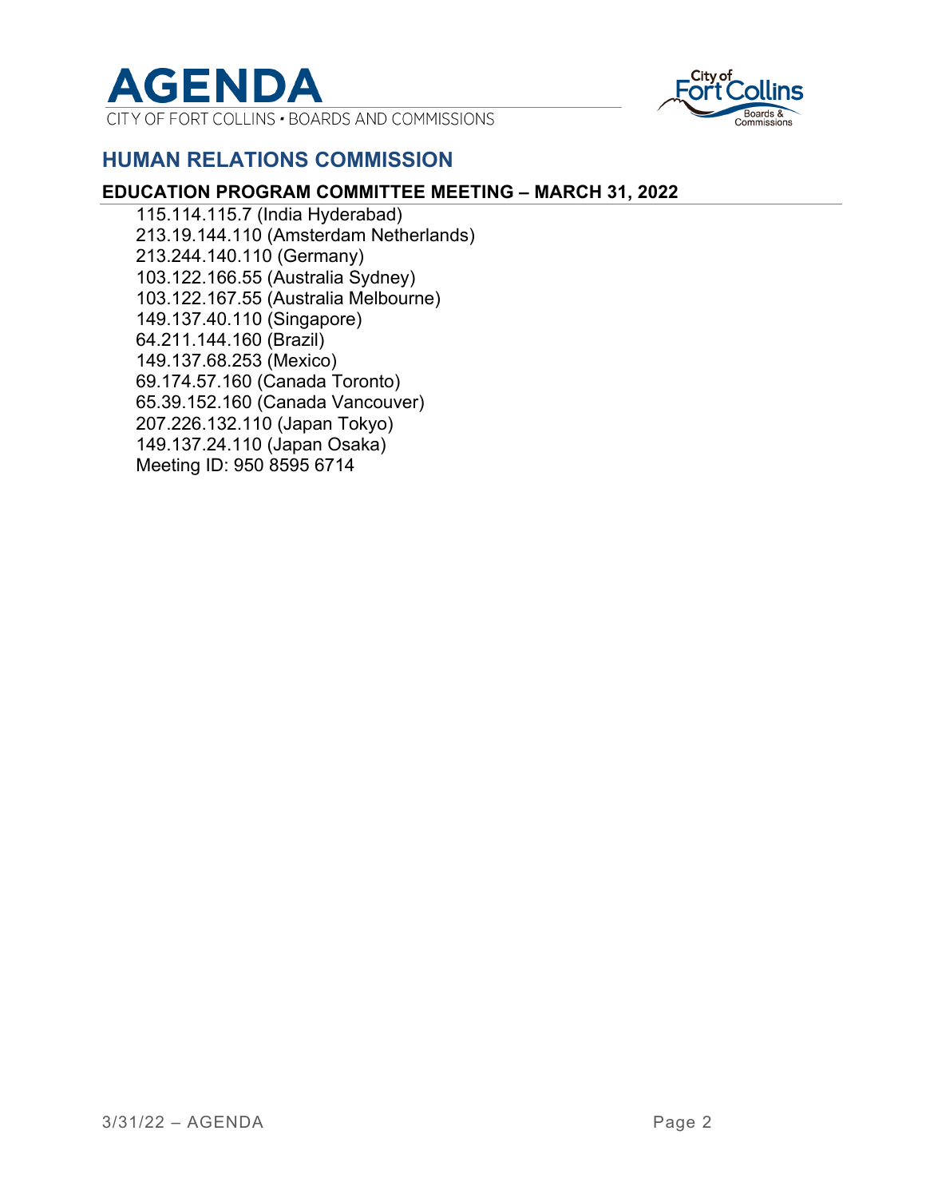# AGENDA

CITY OF FORT COLLINS • BOARDS AND COMMISSIONS

## HUMAN RELATIONS COMMISSION

### EDUCATION PROGRAM COMMITTEE MEETING – MARCH 31, 2022

115.114.115.7 (India Hyderabad)
213.19.144.110 (Amsterdam Netherlands)
213.244.140.110 (Germany)
103.122.166.55 (Australia Sydney)
103.122.167.55 (Australia Melbourne)
149.137.40.110 (Singapore)
64.211.144.160 (Brazil)
149.137.68.253 (Mexico)
69.174.57.160 (Canada Toronto)
65.39.152.160 (Canada Vancouver)
207.226.132.110 (Japan Tokyo)
149.137.24.110 (Japan Osaka)
Meeting ID: 950 8595 6714